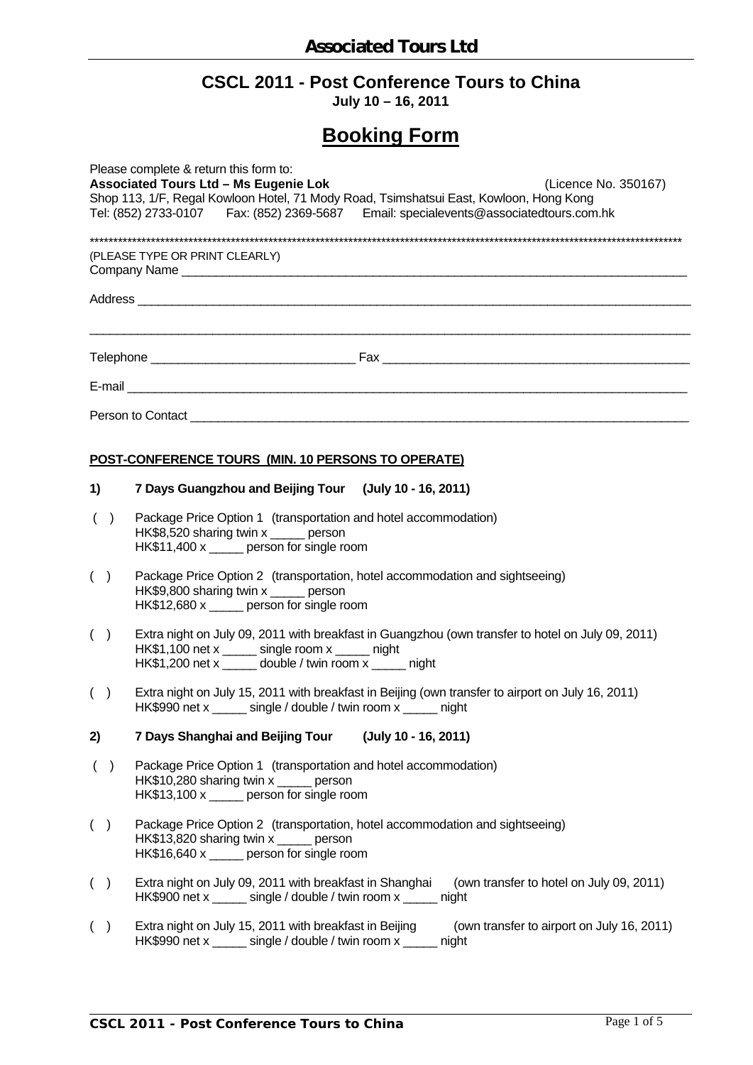# Associated Tours Ltd

## CSCL 2011 - Post Conference Tours to China

**July 10 – 16, 2011**

# Booking Form

Please complete & return this form to:
**Associated Tours Ltd – Ms Eugenie Lok** (Licence No. 350167)
Shop 113, 1/F, Regal Kowloon Hotel, 71 Mody Road, Tsimshatsui East, Kowloon, Hong Kong
Tel: (852) 2733-0107 Fax: (852) 2369-5687 Email: specialevents@associatedtours.com.hk

\*\*\*\*\*\*\*\*\*\*\*\*\*\*\*\*\*\*\*\*\*\*\*\*\*\*\*\*\*\*\*\*\*\*\*\*\*\*\*\*\*\*\*\*\*\*\*\*\*\*\*\*\*\*\*\*\*\*\*\*\*\*\*\*\*\*\*\*\*\*\*\*\*\*\*\*\*\*\*\*

(PLEASE TYPE OR PRINT CLEARLY)

Company Name ______________________________________________________________

Address ___________________________________________________________________

__________________________________________________________________________

Telephone ___________________________ Fax ______________________________

E-mail ____________________________________________________________________

Person to Contact ___________________________________________________________

**POST-CONFERENCE TOURS (MIN. 10 PERSONS TO OPERATE)**

**1) 7 Days Guangzhou and Beijing Tour (July 10 - 16, 2011)**

( ) Package Price Option 1 (transportation and hotel accommodation)
HK$8,520 sharing twin x _____ person
HK$11,400 x _____ person for single room

( ) Package Price Option 2 (transportation, hotel accommodation and sightseeing)
HK$9,800 sharing twin x _____ person
HK$12,680 x _____ person for single room

( ) Extra night on July 09, 2011 with breakfast in Guangzhou (own transfer to hotel on July 09, 2011)
HK$1,100 net x _____ single room x _____ night
HK$1,200 net x _____ double / twin room x _____ night

( ) Extra night on July 15, 2011 with breakfast in Beijing (own transfer to airport on July 16, 2011)
HK$990 net x _____ single / double / twin room x _____ night

**2) 7 Days Shanghai and Beijing Tour (July 10 - 16, 2011)**

( ) Package Price Option 1 (transportation and hotel accommodation)
HK$10,280 sharing twin x _____ person
HK$13,100 x _____ person for single room

( ) Package Price Option 2 (transportation, hotel accommodation and sightseeing)
HK$13,820 sharing twin x _____ person
HK$16,640 x _____ person for single room

( ) Extra night on July 09, 2011 with breakfast in Shanghai (own transfer to hotel on July 09, 2011)
HK$900 net x _____ single / double / twin room x _____ night

( ) Extra night on July 15, 2011 with breakfast in Beijing (own transfer to airport on July 16, 2011)
HK$990 net x _____ single / double / twin room x _____ night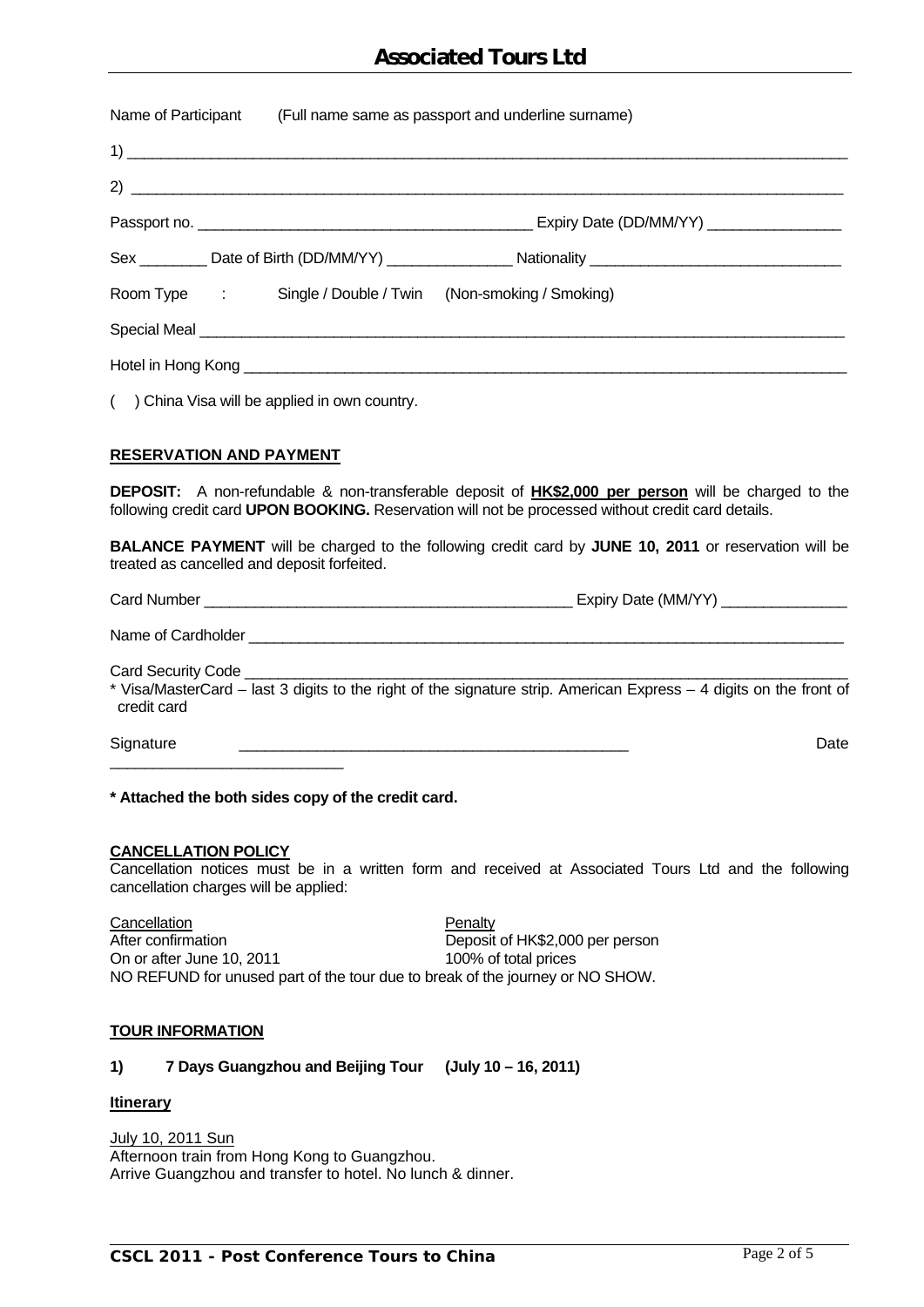# Associated Tours Ltd

Name of Participant (Full name same as passport and underline surname)

1) ____________________________________________________________________________

2) ____________________________________________________________________________

Passport no. ____________________________________ Expiry Date (DD/MM/YY) ______________

Sex ________ Date of Birth (DD/MM/YY) ______________ Nationality ___________________________

Room Type : Single / Double / Twin (Non-smoking / Smoking)

Special Meal ____________________________________________________________________

Hotel in Hong Kong _______________________________________________________________

( ) China Visa will be applied in own country.

## RESERVATION AND PAYMENT

**DEPOSIT:** A non-refundable & non-transferable deposit of **HK$2,000 per person** will be charged to the following credit card **UPON BOOKING.** Reservation will not be processed without credit card details.

**BALANCE PAYMENT** will be charged to the following credit card by **JUNE 10, 2011** or reservation will be treated as cancelled and deposit forfeited.

Card Number ________________________________________ Expiry Date (MM/YY) ______________

Name of Cardholder _______________________________________________________________

Card Security Code _________________________________________________________________

* Visa/MasterCard – last 3 digits to the right of the signature strip. American Express – 4 digits on the front of credit card

Signature ____________________________________________ Date ___________________________

**\* Attached the both sides copy of the credit card.**

## CANCELLATION POLICY

Cancellation notices must be in a written form and received at Associated Tours Ltd and the following cancellation charges will be applied:

| Cancellation | Penalty |
|---|---|
| After confirmation | Deposit of HK$2,000 per person |
| On or after June 10, 2011 | 100% of total prices |

NO REFUND for unused part of the tour due to break of the journey or NO SHOW.

## TOUR INFORMATION

### 1) 7 Days Guangzhou and Beijing Tour (July 10 – 16, 2011)

**Itinerary**

July 10, 2011 Sun
Afternoon train from Hong Kong to Guangzhou.
Arrive Guangzhou and transfer to hotel. No lunch & dinner.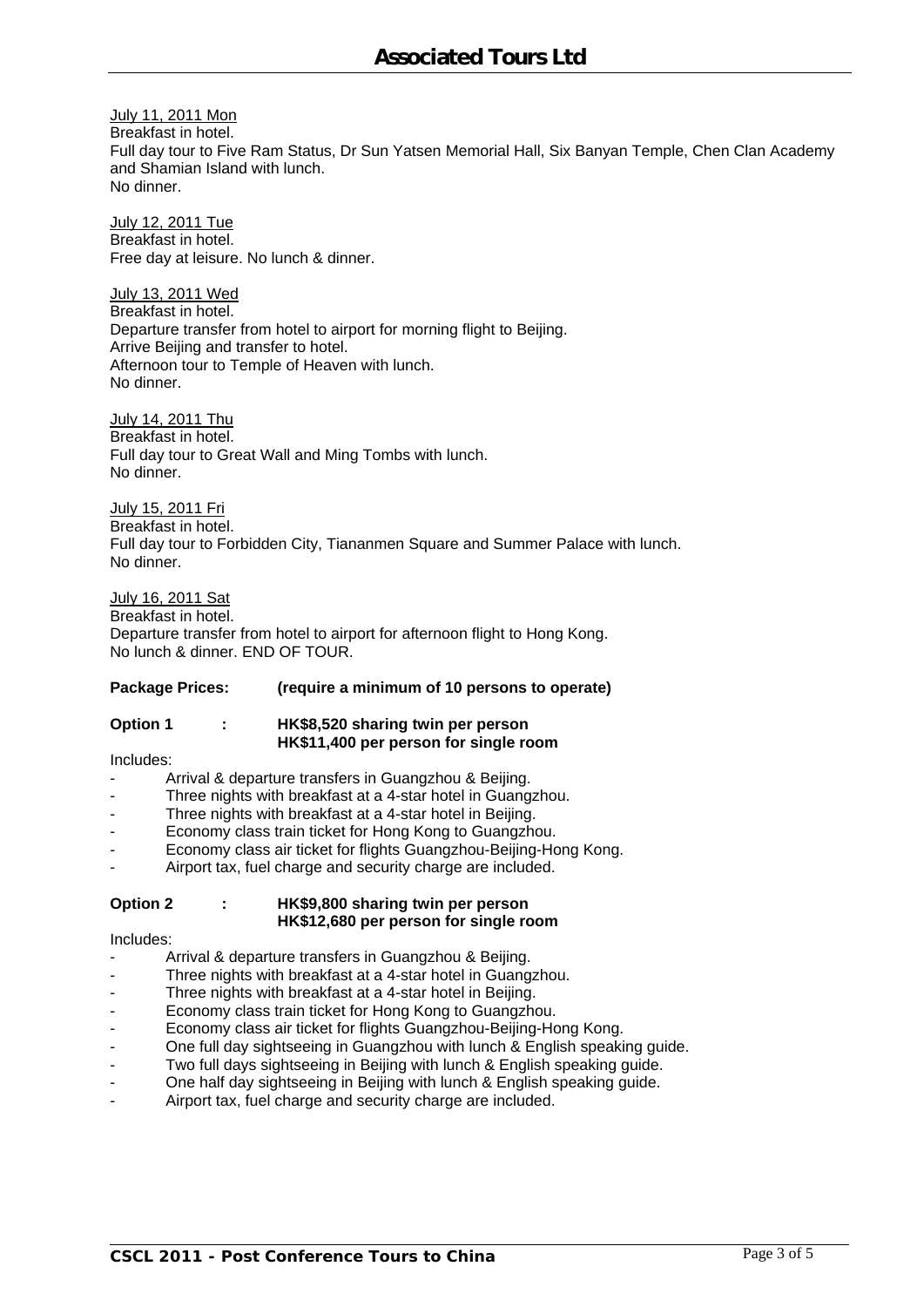July 11, 2011 Mon
Breakfast in hotel.
Full day tour to Five Ram Status, Dr Sun Yatsen Memorial Hall, Six Banyan Temple, Chen Clan Academy and Shamian Island with lunch.
No dinner.

July 12, 2011 Tue
Breakfast in hotel.
Free day at leisure. No lunch & dinner.

July 13, 2011 Wed
Breakfast in hotel.
Departure transfer from hotel to airport for morning flight to Beijing.
Arrive Beijing and transfer to hotel.
Afternoon tour to Temple of Heaven with lunch.
No dinner.

July 14, 2011 Thu
Breakfast in hotel.
Full day tour to Great Wall and Ming Tombs with lunch.
No dinner.

July 15, 2011 Fri
Breakfast in hotel.
Full day tour to Forbidden City, Tiananmen Square and Summer Palace with lunch.
No dinner.

July 16, 2011 Sat
Breakfast in hotel.
Departure transfer from hotel to airport for afternoon flight to Hong Kong.
No lunch & dinner. END OF TOUR.

**Package Prices: (require a minimum of 10 persons to operate)**

**Option 1 : HK$8,520 sharing twin per person**
**HK$11,400 per person for single room**

Includes:

- Arrival & departure transfers in Guangzhou & Beijing.
- Three nights with breakfast at a 4-star hotel in Guangzhou.
- Three nights with breakfast at a 4-star hotel in Beijing.
- Economy class train ticket for Hong Kong to Guangzhou.
- Economy class air ticket for flights Guangzhou-Beijing-Hong Kong.
- Airport tax, fuel charge and security charge are included.

**Option 2 : HK$9,800 sharing twin per person**
**HK$12,680 per person for single room**

Includes:

- Arrival & departure transfers in Guangzhou & Beijing.
- Three nights with breakfast at a 4-star hotel in Guangzhou.
- Three nights with breakfast at a 4-star hotel in Beijing.
- Economy class train ticket for Hong Kong to Guangzhou.
- Economy class air ticket for flights Guangzhou-Beijing-Hong Kong.
- One full day sightseeing in Guangzhou with lunch & English speaking guide.
- Two full days sightseeing in Beijing with lunch & English speaking guide.
- One half day sightseeing in Beijing with lunch & English speaking guide.
- Airport tax, fuel charge and security charge are included.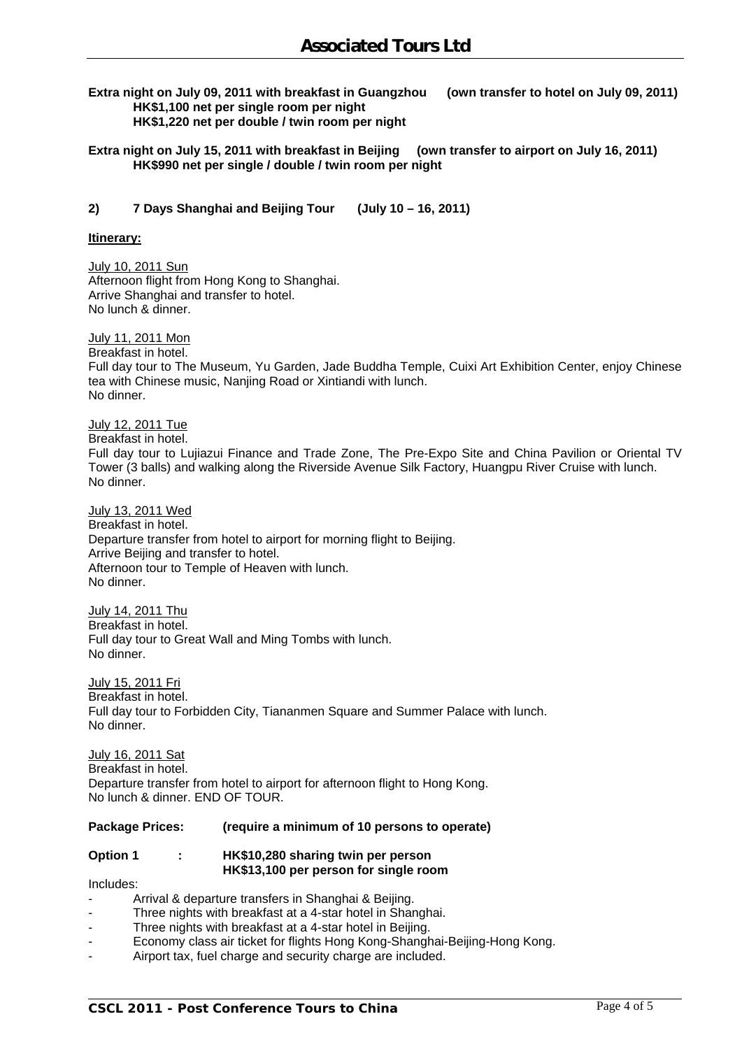**Extra night on July 09, 2011 with breakfast in Guangzhou (own transfer to hotel on July 09, 2011)**
**HK$1,100 net per single room per night**
**HK$1,220 net per double / twin room per night**

**Extra night on July 15, 2011 with breakfast in Beijing (own transfer to airport on July 16, 2011)**
**HK$990 net per single / double / twin room per night**

## 2) 7 Days Shanghai and Beijing Tour (July 10 – 16, 2011)

**Itinerary:**

July 10, 2011 Sun
Afternoon flight from Hong Kong to Shanghai.
Arrive Shanghai and transfer to hotel.
No lunch & dinner.

July 11, 2011 Mon
Breakfast in hotel.
Full day tour to The Museum, Yu Garden, Jade Buddha Temple, Cuixi Art Exhibition Center, enjoy Chinese tea with Chinese music, Nanjing Road or Xintiandi with lunch.
No dinner.

July 12, 2011 Tue
Breakfast in hotel.
Full day tour to Lujiazui Finance and Trade Zone, The Pre-Expo Site and China Pavilion or Oriental TV Tower (3 balls) and walking along the Riverside Avenue Silk Factory, Huangpu River Cruise with lunch.
No dinner.

July 13, 2011 Wed
Breakfast in hotel.
Departure transfer from hotel to airport for morning flight to Beijing.
Arrive Beijing and transfer to hotel.
Afternoon tour to Temple of Heaven with lunch.
No dinner.

July 14, 2011 Thu
Breakfast in hotel.
Full day tour to Great Wall and Ming Tombs with lunch.
No dinner.

July 15, 2011 Fri
Breakfast in hotel.
Full day tour to Forbidden City, Tiananmen Square and Summer Palace with lunch.
No dinner.

July 16, 2011 Sat
Breakfast in hotel.
Departure transfer from hotel to airport for afternoon flight to Hong Kong.
No lunch & dinner. END OF TOUR.

**Package Prices: (require a minimum of 10 persons to operate)**

**Option 1 : HK$10,280 sharing twin per person**
**HK$13,100 per person for single room**

Includes:

- Arrival & departure transfers in Shanghai & Beijing.
- Three nights with breakfast at a 4-star hotel in Shanghai.
- Three nights with breakfast at a 4-star hotel in Beijing.
- Economy class air ticket for flights Hong Kong-Shanghai-Beijing-Hong Kong.
- Airport tax, fuel charge and security charge are included.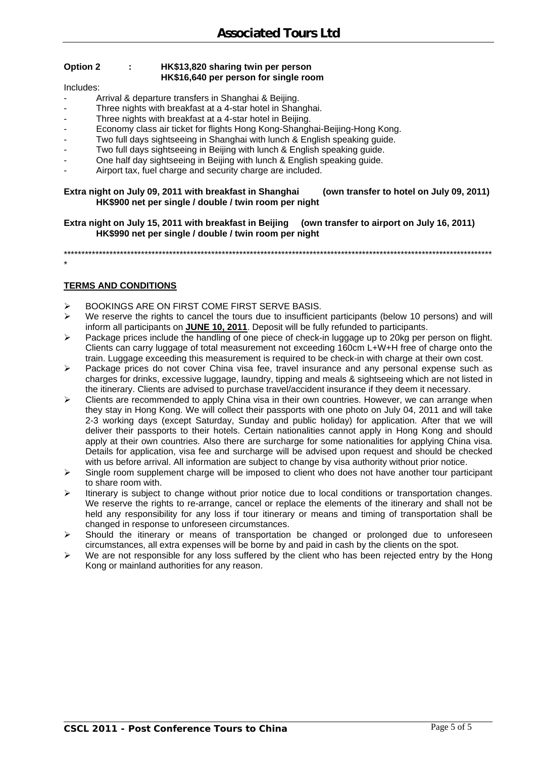**Option 2 : HK$13,820 sharing twin per person**
**HK$16,640 per person for single room**

Includes:

- Arrival & departure transfers in Shanghai & Beijing.
- Three nights with breakfast at a 4-star hotel in Shanghai.
- Three nights with breakfast at a 4-star hotel in Beijing.
- Economy class air ticket for flights Hong Kong-Shanghai-Beijing-Hong Kong.
- Two full days sightseeing in Shanghai with lunch & English speaking guide.
- Two full days sightseeing in Beijing with lunch & English speaking guide.
- One half day sightseeing in Beijing with lunch & English speaking guide.
- Airport tax, fuel charge and security charge are included.

**Extra night on July 09, 2011 with breakfast in Shanghai (own transfer to hotel on July 09, 2011)**
**HK$900 net per single / double / twin room per night**

**Extra night on July 15, 2011 with breakfast in Beijing (own transfer to airport on July 16, 2011)**
**HK$990 net per single / double / twin room per night**

*************************************************************************************************************************
*

## TERMS AND CONDITIONS

- BOOKINGS ARE ON FIRST COME FIRST SERVE BASIS.
- We reserve the rights to cancel the tours due to insufficient participants (below 10 persons) and will inform all participants on **JUNE 10, 2011**. Deposit will be fully refunded to participants.
- Package prices include the handling of one piece of check-in luggage up to 20kg per person on flight. Clients can carry luggage of total measurement not exceeding 160cm L+W+H free of charge onto the train. Luggage exceeding this measurement is required to be check-in with charge at their own cost.
- Package prices do not cover China visa fee, travel insurance and any personal expense such as charges for drinks, excessive luggage, laundry, tipping and meals & sightseeing which are not listed in the itinerary. Clients are advised to purchase travel/accident insurance if they deem it necessary.
- Clients are recommended to apply China visa in their own countries. However, we can arrange when they stay in Hong Kong. We will collect their passports with one photo on July 04, 2011 and will take 2-3 working days (except Saturday, Sunday and public holiday) for application. After that we will deliver their passports to their hotels. Certain nationalities cannot apply in Hong Kong and should apply at their own countries. Also there are surcharge for some nationalities for applying China visa. Details for application, visa fee and surcharge will be advised upon request and should be checked with us before arrival. All information are subject to change by visa authority without prior notice.
- Single room supplement charge will be imposed to client who does not have another tour participant to share room with.
- Itinerary is subject to change without prior notice due to local conditions or transportation changes. We reserve the rights to re-arrange, cancel or replace the elements of the itinerary and shall not be held any responsibility for any loss if tour itinerary or means and timing of transportation shall be changed in response to unforeseen circumstances.
- Should the itinerary or means of transportation be changed or prolonged due to unforeseen circumstances, all extra expenses will be borne by and paid in cash by the clients on the spot.
- We are not responsible for any loss suffered by the client who has been rejected entry by the Hong Kong or mainland authorities for any reason.